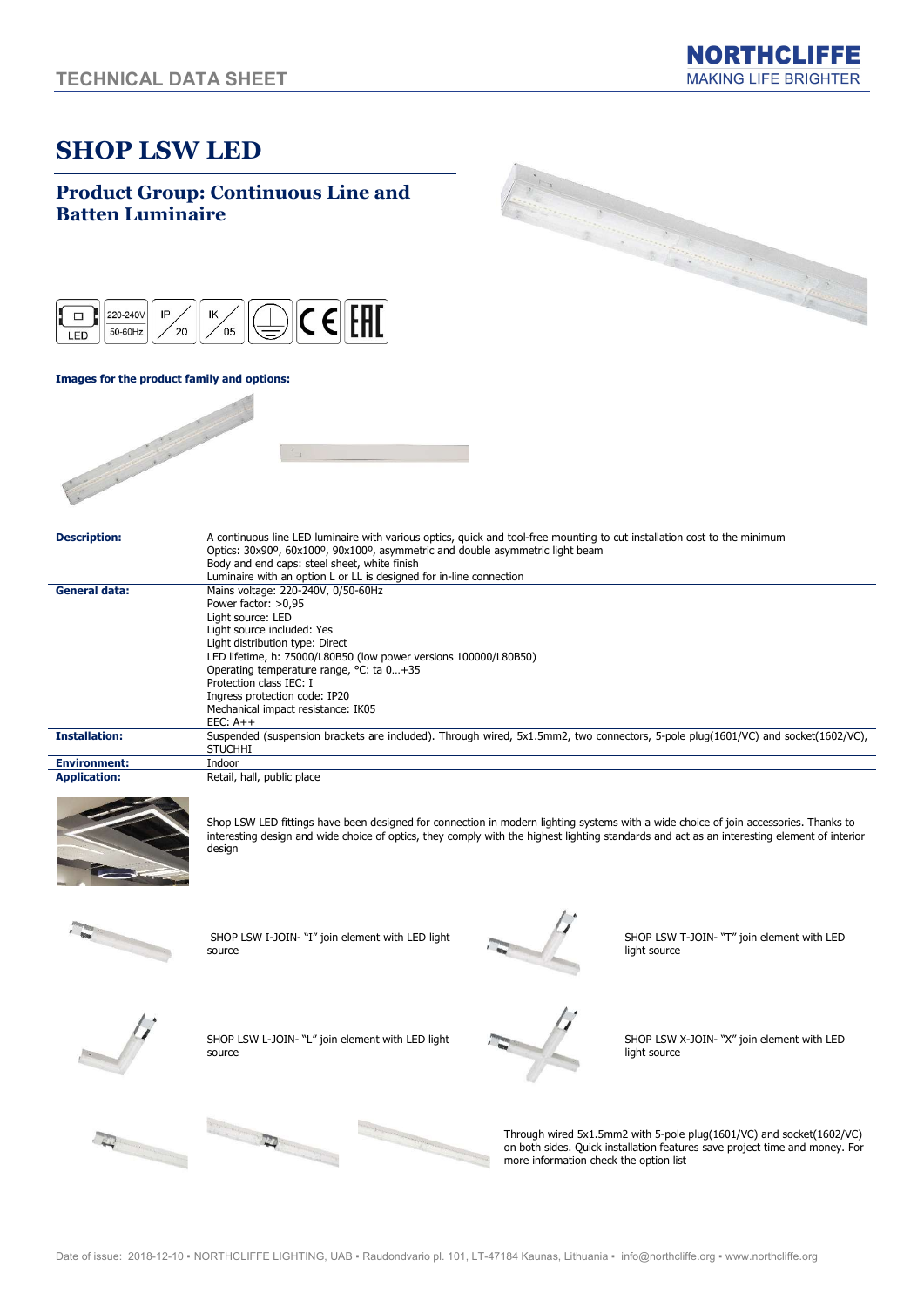TECHNICAL DATA SHEET

**NORTHCLIFFE**
MAKING LIFE BRIGHTER

# SHOP LSW LED

## Product Group: Continuous Line and Batten Luminaire

LED | 220-240V 50-60Hz | IP 20 | IK 05

**Images for the product family and options:**

| | |
|---|---|
| **Description:** | A continuous line LED luminaire with various optics, quick and tool-free mounting to cut installation cost to the minimum<br>Optics: 30x90º, 60x100º, 90x100º, asymmetric and double asymmetric light beam<br>Body and end caps: steel sheet, white finish<br>Luminaire with an option L or LL is designed for in-line connection |
| **General data:** | Mains voltage: 220-240V, 0/50-60Hz<br>Power factor: >0,95<br>Light source: LED<br>Light source included: Yes<br>Light distribution type: Direct<br>LED lifetime, h: 75000/L80B50 (low power versions 100000/L80B50)<br>Operating temperature range, °C: ta 0…+35<br>Protection class IEC: I<br>Ingress protection code: IP20<br>Mechanical impact resistance: IK05<br>EEC: A++ |
| **Installation:** | Suspended (suspension brackets are included). Through wired, 5x1.5mm2, two connectors, 5-pole plug(1601/VC) and socket(1602/VC), STUCHHI |
| **Environment:** | Indoor |
| **Application:** | Retail, hall, public place |

Shop LSW LED fittings have been designed for connection in modern lighting systems with a wide choice of join accessories. Thanks to interesting design and wide choice of optics, they comply with the highest lighting standards and act as an interesting element of interior design

SHOP LSW I-JOIN- "I" join element with LED light source

SHOP LSW T-JOIN- "T" join element with LED light source

SHOP LSW L-JOIN- "L" join element with LED light source

SHOP LSW X-JOIN- "X" join element with LED light source

Through wired 5x1.5mm2 with 5-pole plug(1601/VC) and socket(1602/VC) on both sides. Quick installation features save project time and money. For more information check the option list

Date of issue: 2018-12-10 • NORTHCLIFFE LIGHTING, UAB • Raudondvario pl. 101, LT-47184 Kaunas, Lithuania • info@northcliffe.org • www.northcliffe.org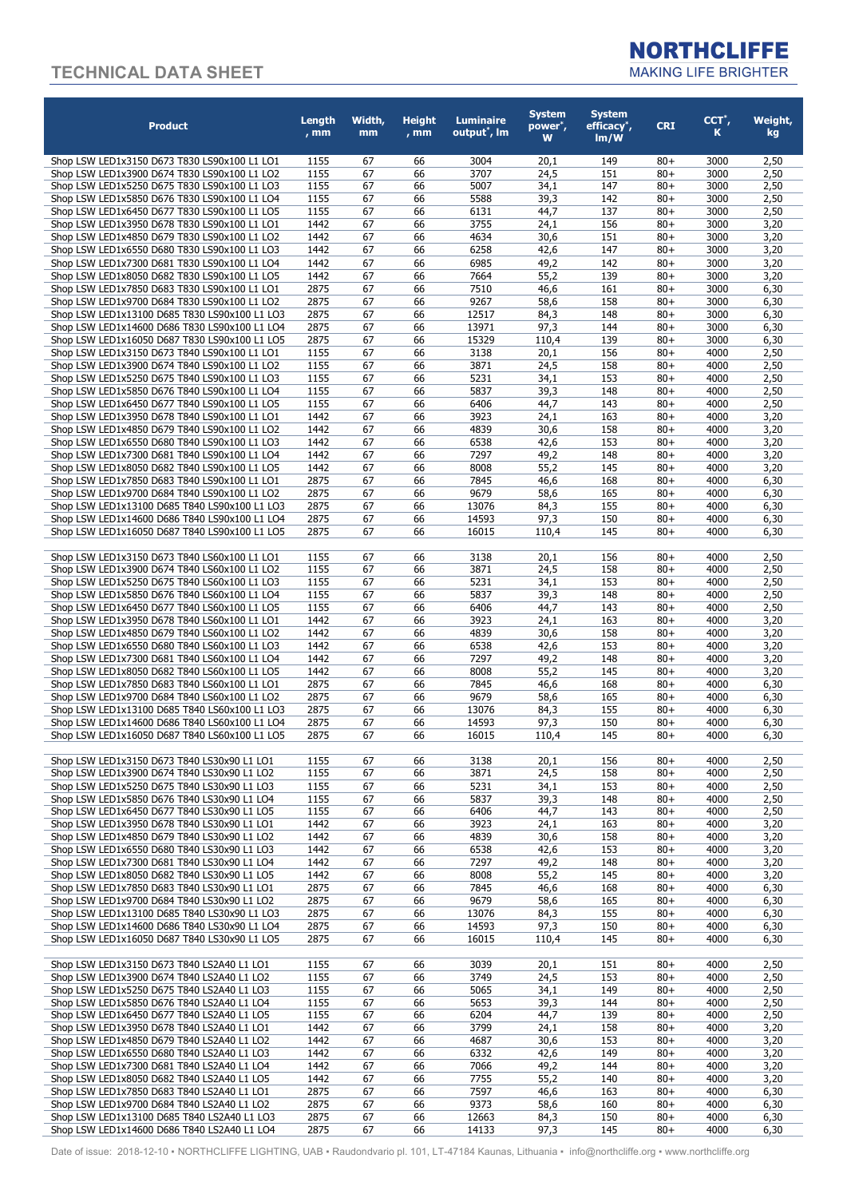# TECHNICAL DATA SHEET

| Product | Length, mm | Width, mm | Height, mm | Luminaire output*, lm | System power*, W | System efficacy*, lm/W | CRI | CCT*, K | Weight, kg |
|---|---|---|---|---|---|---|---|---|---|
| Shop LSW LED1x3150 D673 T830 LS90x100 L1 LO1 | 1155 | 67 | 66 | 3004 | 20,1 | 149 | 80+ | 3000 | 2,50 |
| Shop LSW LED1x3900 D674 T830 LS90x100 L1 LO2 | 1155 | 67 | 66 | 3707 | 24,5 | 151 | 80+ | 3000 | 2,50 |
| Shop LSW LED1x5250 D675 T830 LS90x100 L1 LO3 | 1155 | 67 | 66 | 5007 | 34,1 | 147 | 80+ | 3000 | 2,50 |
| Shop LSW LED1x5850 D676 T830 LS90x100 L1 LO4 | 1155 | 67 | 66 | 5588 | 39,3 | 142 | 80+ | 3000 | 2,50 |
| Shop LSW LED1x6450 D677 T830 LS90x100 L1 LO5 | 1155 | 67 | 66 | 6131 | 44,7 | 137 | 80+ | 3000 | 2,50 |
| Shop LSW LED1x3950 D678 T830 LS90x100 L1 LO1 | 1442 | 67 | 66 | 3755 | 24,1 | 156 | 80+ | 3000 | 3,20 |
| Shop LSW LED1x4850 D679 T830 LS90x100 L1 LO2 | 1442 | 67 | 66 | 4634 | 30,6 | 151 | 80+ | 3000 | 3,20 |
| Shop LSW LED1x6550 D680 T830 LS90x100 L1 LO3 | 1442 | 67 | 66 | 6258 | 42,6 | 147 | 80+ | 3000 | 3,20 |
| Shop LSW LED1x7300 D681 T830 LS90x100 L1 LO4 | 1442 | 67 | 66 | 6985 | 49,2 | 142 | 80+ | 3000 | 3,20 |
| Shop LSW LED1x8050 D682 T830 LS90x100 L1 LO5 | 1442 | 67 | 66 | 7664 | 55,2 | 139 | 80+ | 3000 | 3,20 |
| Shop LSW LED1x7850 D683 T830 LS90x100 L1 LO1 | 2875 | 67 | 66 | 7510 | 46,6 | 161 | 80+ | 3000 | 6,30 |
| Shop LSW LED1x9700 D684 T830 LS90x100 L1 LO2 | 2875 | 67 | 66 | 9267 | 58,6 | 158 | 80+ | 3000 | 6,30 |
| Shop LSW LED1x13100 D685 T830 LS90x100 L1 LO3 | 2875 | 67 | 66 | 12517 | 84,3 | 148 | 80+ | 3000 | 6,30 |
| Shop LSW LED1x14600 D686 T830 LS90x100 L1 LO4 | 2875 | 67 | 66 | 13971 | 97,3 | 144 | 80+ | 3000 | 6,30 |
| Shop LSW LED1x16050 D687 T830 LS90x100 L1 LO5 | 2875 | 67 | 66 | 15329 | 110,4 | 139 | 80+ | 3000 | 6,30 |
| Shop LSW LED1x3150 D673 T840 LS90x100 L1 LO1 | 1155 | 67 | 66 | 3138 | 20,1 | 156 | 80+ | 4000 | 2,50 |
| Shop LSW LED1x3900 D674 T840 LS90x100 L1 LO2 | 1155 | 67 | 66 | 3871 | 24,5 | 158 | 80+ | 4000 | 2,50 |
| Shop LSW LED1x5250 D675 T840 LS90x100 L1 LO3 | 1155 | 67 | 66 | 5231 | 34,1 | 153 | 80+ | 4000 | 2,50 |
| Shop LSW LED1x5850 D676 T840 LS90x100 L1 LO4 | 1155 | 67 | 66 | 5837 | 39,3 | 148 | 80+ | 4000 | 2,50 |
| Shop LSW LED1x6450 D677 T840 LS90x100 L1 LO5 | 1155 | 67 | 66 | 6406 | 44,7 | 143 | 80+ | 4000 | 2,50 |
| Shop LSW LED1x3950 D678 T840 LS90x100 L1 LO1 | 1442 | 67 | 66 | 3923 | 24,1 | 163 | 80+ | 4000 | 3,20 |
| Shop LSW LED1x4850 D679 T840 LS90x100 L1 LO2 | 1442 | 67 | 66 | 4839 | 30,6 | 158 | 80+ | 4000 | 3,20 |
| Shop LSW LED1x6550 D680 T840 LS90x100 L1 LO3 | 1442 | 67 | 66 | 6538 | 42,6 | 153 | 80+ | 4000 | 3,20 |
| Shop LSW LED1x7300 D681 T840 LS90x100 L1 LO4 | 1442 | 67 | 66 | 7297 | 49,2 | 148 | 80+ | 4000 | 3,20 |
| Shop LSW LED1x8050 D682 T840 LS90x100 L1 LO5 | 1442 | 67 | 66 | 8008 | 55,2 | 145 | 80+ | 4000 | 3,20 |
| Shop LSW LED1x7850 D683 T840 LS90x100 L1 LO1 | 2875 | 67 | 66 | 7845 | 46,6 | 168 | 80+ | 4000 | 6,30 |
| Shop LSW LED1x9700 D684 T840 LS90x100 L1 LO2 | 2875 | 67 | 66 | 9679 | 58,6 | 165 | 80+ | 4000 | 6,30 |
| Shop LSW LED1x13100 D685 T840 LS90x100 L1 LO3 | 2875 | 67 | 66 | 13076 | 84,3 | 155 | 80+ | 4000 | 6,30 |
| Shop LSW LED1x14600 D686 T840 LS90x100 L1 LO4 | 2875 | 67 | 66 | 14593 | 97,3 | 150 | 80+ | 4000 | 6,30 |
| Shop LSW LED1x16050 D687 T840 LS90x100 L1 LO5 | 2875 | 67 | 66 | 16015 | 110,4 | 145 | 80+ | 4000 | 6,30 |
| | | | | | | | | | |
| Shop LSW LED1x3150 D673 T840 LS60x100 L1 LO1 | 1155 | 67 | 66 | 3138 | 20,1 | 156 | 80+ | 4000 | 2,50 |
| Shop LSW LED1x3900 D674 T840 LS60x100 L1 LO2 | 1155 | 67 | 66 | 3871 | 24,5 | 158 | 80+ | 4000 | 2,50 |
| Shop LSW LED1x5250 D675 T840 LS60x100 L1 LO3 | 1155 | 67 | 66 | 5231 | 34,1 | 153 | 80+ | 4000 | 2,50 |
| Shop LSW LED1x5850 D676 T840 LS60x100 L1 LO4 | 1155 | 67 | 66 | 5837 | 39,3 | 148 | 80+ | 4000 | 2,50 |
| Shop LSW LED1x6450 D677 T840 LS60x100 L1 LO5 | 1155 | 67 | 66 | 6406 | 44,7 | 143 | 80+ | 4000 | 2,50 |
| Shop LSW LED1x3950 D678 T840 LS60x100 L1 LO1 | 1442 | 67 | 66 | 3923 | 24,1 | 163 | 80+ | 4000 | 3,20 |
| Shop LSW LED1x4850 D679 T840 LS60x100 L1 LO2 | 1442 | 67 | 66 | 4839 | 30,6 | 158 | 80+ | 4000 | 3,20 |
| Shop LSW LED1x6550 D680 T840 LS60x100 L1 LO3 | 1442 | 67 | 66 | 6538 | 42,6 | 153 | 80+ | 4000 | 3,20 |
| Shop LSW LED1x7300 D681 T840 LS60x100 L1 LO4 | 1442 | 67 | 66 | 7297 | 49,2 | 148 | 80+ | 4000 | 3,20 |
| Shop LSW LED1x8050 D682 T840 LS60x100 L1 LO5 | 1442 | 67 | 66 | 8008 | 55,2 | 145 | 80+ | 4000 | 3,20 |
| Shop LSW LED1x7850 D683 T840 LS60x100 L1 LO1 | 2875 | 67 | 66 | 7845 | 46,6 | 168 | 80+ | 4000 | 6,30 |
| Shop LSW LED1x9700 D684 T840 LS60x100 L1 LO2 | 2875 | 67 | 66 | 9679 | 58,6 | 165 | 80+ | 4000 | 6,30 |
| Shop LSW LED1x13100 D685 T840 LS60x100 L1 LO3 | 2875 | 67 | 66 | 13076 | 84,3 | 155 | 80+ | 4000 | 6,30 |
| Shop LSW LED1x14600 D686 T840 LS60x100 L1 LO4 | 2875 | 67 | 66 | 14593 | 97,3 | 150 | 80+ | 4000 | 6,30 |
| Shop LSW LED1x16050 D687 T840 LS60x100 L1 LO5 | 2875 | 67 | 66 | 16015 | 110,4 | 145 | 80+ | 4000 | 6,30 |
| | | | | | | | | | |
| Shop LSW LED1x3150 D673 T840 LS30x90 L1 LO1 | 1155 | 67 | 66 | 3138 | 20,1 | 156 | 80+ | 4000 | 2,50 |
| Shop LSW LED1x3900 D674 T840 LS30x90 L1 LO2 | 1155 | 67 | 66 | 3871 | 24,5 | 158 | 80+ | 4000 | 2,50 |
| Shop LSW LED1x5250 D675 T840 LS30x90 L1 LO3 | 1155 | 67 | 66 | 5231 | 34,1 | 153 | 80+ | 4000 | 2,50 |
| Shop LSW LED1x5850 D676 T840 LS30x90 L1 LO4 | 1155 | 67 | 66 | 5837 | 39,3 | 148 | 80+ | 4000 | 2,50 |
| Shop LSW LED1x6450 D677 T840 LS30x90 L1 LO5 | 1155 | 67 | 66 | 6406 | 44,7 | 143 | 80+ | 4000 | 2,50 |
| Shop LSW LED1x3950 D678 T840 LS30x90 L1 LO1 | 1442 | 67 | 66 | 3923 | 24,1 | 163 | 80+ | 4000 | 3,20 |
| Shop LSW LED1x4850 D679 T840 LS30x90 L1 LO2 | 1442 | 67 | 66 | 4839 | 30,6 | 158 | 80+ | 4000 | 3,20 |
| Shop LSW LED1x6550 D680 T840 LS30x90 L1 LO3 | 1442 | 67 | 66 | 6538 | 42,6 | 153 | 80+ | 4000 | 3,20 |
| Shop LSW LED1x7300 D681 T840 LS30x90 L1 LO4 | 1442 | 67 | 66 | 7297 | 49,2 | 148 | 80+ | 4000 | 3,20 |
| Shop LSW LED1x8050 D682 T840 LS30x90 L1 LO5 | 1442 | 67 | 66 | 8008 | 55,2 | 145 | 80+ | 4000 | 3,20 |
| Shop LSW LED1x7850 D683 T840 LS30x90 L1 LO1 | 2875 | 67 | 66 | 7845 | 46,6 | 168 | 80+ | 4000 | 6,30 |
| Shop LSW LED1x9700 D684 T840 LS30x90 L1 LO2 | 2875 | 67 | 66 | 9679 | 58,6 | 165 | 80+ | 4000 | 6,30 |
| Shop LSW LED1x13100 D685 T840 LS30x90 L1 LO3 | 2875 | 67 | 66 | 13076 | 84,3 | 155 | 80+ | 4000 | 6,30 |
| Shop LSW LED1x14600 D686 T840 LS30x90 L1 LO4 | 2875 | 67 | 66 | 14593 | 97,3 | 150 | 80+ | 4000 | 6,30 |
| Shop LSW LED1x16050 D687 T840 LS30x90 L1 LO5 | 2875 | 67 | 66 | 16015 | 110,4 | 145 | 80+ | 4000 | 6,30 |
| | | | | | | | | | |
| Shop LSW LED1x3150 D673 T840 LS2A40 L1 LO1 | 1155 | 67 | 66 | 3039 | 20,1 | 151 | 80+ | 4000 | 2,50 |
| Shop LSW LED1x3900 D674 T840 LS2A40 L1 LO2 | 1155 | 67 | 66 | 3749 | 24,5 | 153 | 80+ | 4000 | 2,50 |
| Shop LSW LED1x5250 D675 T840 LS2A40 L1 LO3 | 1155 | 67 | 66 | 5065 | 34,1 | 149 | 80+ | 4000 | 2,50 |
| Shop LSW LED1x5850 D676 T840 LS2A40 L1 LO4 | 1155 | 67 | 66 | 5653 | 39,3 | 144 | 80+ | 4000 | 2,50 |
| Shop LSW LED1x6450 D677 T840 LS2A40 L1 LO5 | 1155 | 67 | 66 | 6204 | 44,7 | 139 | 80+ | 4000 | 2,50 |
| Shop LSW LED1x3950 D678 T840 LS2A40 L1 LO1 | 1442 | 67 | 66 | 3799 | 24,1 | 158 | 80+ | 4000 | 3,20 |
| Shop LSW LED1x4850 D679 T840 LS2A40 L1 LO2 | 1442 | 67 | 66 | 4687 | 30,6 | 153 | 80+ | 4000 | 3,20 |
| Shop LSW LED1x6550 D680 T840 LS2A40 L1 LO3 | 1442 | 67 | 66 | 6332 | 42,6 | 149 | 80+ | 4000 | 3,20 |
| Shop LSW LED1x7300 D681 T840 LS2A40 L1 LO4 | 1442 | 67 | 66 | 7066 | 49,2 | 144 | 80+ | 4000 | 3,20 |
| Shop LSW LED1x8050 D682 T840 LS2A40 L1 LO5 | 1442 | 67 | 66 | 7755 | 55,2 | 140 | 80+ | 4000 | 3,20 |
| Shop LSW LED1x7850 D683 T840 LS2A40 L1 LO1 | 2875 | 67 | 66 | 7597 | 46,6 | 163 | 80+ | 4000 | 6,30 |
| Shop LSW LED1x9700 D684 T840 LS2A40 L1 LO2 | 2875 | 67 | 66 | 9373 | 58,6 | 160 | 80+ | 4000 | 6,30 |
| Shop LSW LED1x13100 D685 T840 LS2A40 L1 LO3 | 2875 | 67 | 66 | 12663 | 84,3 | 150 | 80+ | 4000 | 6,30 |
| Shop LSW LED1x14600 D686 T840 LS2A40 L1 LO4 | 2875 | 67 | 66 | 14133 | 97,3 | 145 | 80+ | 4000 | 6,30 |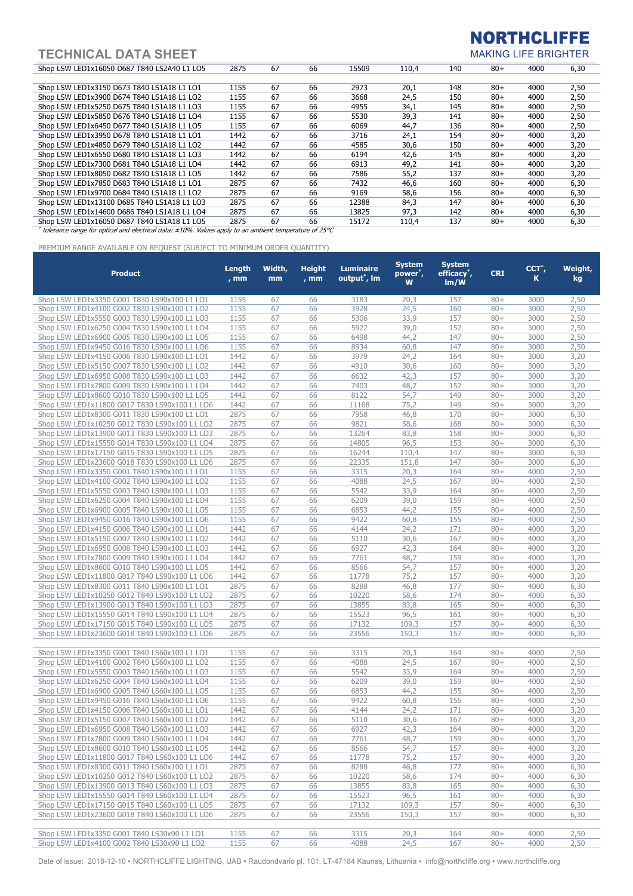# TECHNICAL DATA SHEET

| | | | | | | | | | |
|---|---|---|---|---|---|---|---|---|---|
| Shop LSW LED1x16050 D687 T840 LS2A40 L1 LO5 | 2875 | 67 | 66 | 15509 | 110,4 | 140 | 80+ | 4000 | 6,30 |
| | | | | | | | | | |
| Shop LSW LED1x3150 D673 T840 LS1A18 L1 LO1 | 1155 | 67 | 66 | 2973 | 20,1 | 148 | 80+ | 4000 | 2,50 |
| Shop LSW LED1x3900 D674 T840 LS1A18 L1 LO2 | 1155 | 67 | 66 | 3668 | 24,5 | 150 | 80+ | 4000 | 2,50 |
| Shop LSW LED1x5250 D675 T840 LS1A18 L1 LO3 | 1155 | 67 | 66 | 4955 | 34,1 | 145 | 80+ | 4000 | 2,50 |
| Shop LSW LED1x5850 D676 T840 LS1A18 L1 LO4 | 1155 | 67 | 66 | 5530 | 39,3 | 141 | 80+ | 4000 | 2,50 |
| Shop LSW LED1x6450 D677 T840 LS1A18 L1 LO5 | 1155 | 67 | 66 | 6069 | 44,7 | 136 | 80+ | 4000 | 2,50 |
| Shop LSW LED1x3950 D678 T840 LS1A18 L1 LO1 | 1442 | 67 | 66 | 3716 | 24,1 | 154 | 80+ | 4000 | 3,20 |
| Shop LSW LED1x4850 D679 T840 LS1A18 L1 LO2 | 1442 | 67 | 66 | 4585 | 30,6 | 150 | 80+ | 4000 | 3,20 |
| Shop LSW LED1x6550 D680 T840 LS1A18 L1 LO3 | 1442 | 67 | 66 | 6194 | 42,6 | 145 | 80+ | 4000 | 3,20 |
| Shop LSW LED1x7300 D681 T840 LS1A18 L1 LO4 | 1442 | 67 | 66 | 6913 | 49,2 | 141 | 80+ | 4000 | 3,20 |
| Shop LSW LED1x8050 D682 T840 LS1A18 L1 LO5 | 1442 | 67 | 66 | 7586 | 55,2 | 137 | 80+ | 4000 | 3,20 |
| Shop LSW LED1x7850 D683 T840 LS1A18 L1 LO1 | 2875 | 67 | 66 | 7432 | 46,6 | 160 | 80+ | 4000 | 6,30 |
| Shop LSW LED1x9700 D684 T840 LS1A18 L1 LO2 | 2875 | 67 | 66 | 9169 | 58,6 | 156 | 80+ | 4000 | 6,30 |
| Shop LSW LED1x13100 D685 T840 LS1A18 L1 LO3 | 2875 | 67 | 66 | 12388 | 84,3 | 147 | 80+ | 4000 | 6,30 |
| Shop LSW LED1x14600 D686 T840 LS1A18 L1 LO4 | 2875 | 67 | 66 | 13825 | 97,3 | 142 | 80+ | 4000 | 6,30 |
| Shop LSW LED1x16050 D687 T840 LS1A18 L1 LO5 | 2875 | 67 | 66 | 15172 | 110,4 | 137 | 80+ | 4000 | 6,30 |

*\* tolerance range for optical and electrical data: ±10%. Values apply to an ambient temperature of 25°C*

PREMIUM RANGE AVAILABLE ON REQUEST (SUBJECT TO MINIMUM ORDER QUANTITY)

| Product | Length, mm | Width, mm | Height, mm | Luminaire output*, lm | System power*, W | System efficacy*, lm/W | CRI | CCT*, K | Weight, kg |
|---|---|---|---|---|---|---|---|---|---|
| Shop LSW LED1x3350 G001 T830 LS90x100 L1 LO1 | 1155 | 67 | 66 | 3183 | 20,3 | 157 | 80+ | 3000 | 2,50 |
| Shop LSW LED1x4100 G002 T830 LS90x100 L1 LO2 | 1155 | 67 | 66 | 3928 | 24,5 | 160 | 80+ | 3000 | 2,50 |
| Shop LSW LED1x5550 G003 T830 LS90x100 L1 LO3 | 1155 | 67 | 66 | 5306 | 33,9 | 157 | 80+ | 3000 | 2,50 |
| Shop LSW LED1x6250 G004 T830 LS90x100 L1 LO4 | 1155 | 67 | 66 | 5922 | 39,0 | 152 | 80+ | 3000 | 2,50 |
| Shop LSW LED1x6900 G005 T830 LS90x100 L1 LO5 | 1155 | 67 | 66 | 6498 | 44,2 | 147 | 80+ | 3000 | 2,50 |
| Shop LSW LED1x9450 G016 T830 LS90x100 L1 LO6 | 1155 | 67 | 66 | 8934 | 60,8 | 147 | 80+ | 3000 | 2,50 |
| Shop LSW LED1x4150 G006 T830 LS90x100 L1 LO1 | 1442 | 67 | 66 | 3979 | 24,2 | 164 | 80+ | 3000 | 3,20 |
| Shop LSW LED1x5150 G007 T830 LS90x100 L1 LO2 | 1442 | 67 | 66 | 4910 | 30,6 | 160 | 80+ | 3000 | 3,20 |
| Shop LSW LED1x6950 G008 T830 LS90x100 L1 LO3 | 1442 | 67 | 66 | 6632 | 42,3 | 157 | 80+ | 3000 | 3,20 |
| Shop LSW LED1x7800 G009 T830 LS90x100 L1 LO4 | 1442 | 67 | 66 | 7403 | 48,7 | 152 | 80+ | 3000 | 3,20 |
| Shop LSW LED1x8600 G010 T830 LS90x100 L1 LO5 | 1442 | 67 | 66 | 8122 | 54,7 | 149 | 80+ | 3000 | 3,20 |
| Shop LSW LED1x11800 G017 T830 LS90x100 L1 LO6 | 1442 | 67 | 66 | 11168 | 75,2 | 149 | 80+ | 3000 | 3,20 |
| Shop LSW LED1x8300 G011 T830 LS90x100 L1 LO1 | 2875 | 67 | 66 | 7958 | 46,8 | 170 | 80+ | 3000 | 6,30 |
| Shop LSW LED1x10250 G012 T830 LS90x100 L1 LO2 | 2875 | 67 | 66 | 9821 | 58,6 | 168 | 80+ | 3000 | 6,30 |
| Shop LSW LED1x13900 G013 T830 LS90x100 L1 LO3 | 2875 | 67 | 66 | 13264 | 83,8 | 158 | 80+ | 3000 | 6,30 |
| Shop LSW LED1x15550 G014 T830 LS90x100 L1 LO4 | 2875 | 67 | 66 | 14805 | 96,5 | 153 | 80+ | 3000 | 6,30 |
| Shop LSW LED1x17150 G015 T830 LS90x100 L1 LO5 | 2875 | 67 | 66 | 16244 | 110,4 | 147 | 80+ | 3000 | 6,30 |
| Shop LSW LED1x23600 G018 T830 LS90x100 L1 LO6 | 2875 | 67 | 66 | 22335 | 151,8 | 147 | 80+ | 3000 | 6,30 |
| Shop LSW LED1x3350 G001 T840 LS90x100 L1 LO1 | 1155 | 67 | 66 | 3315 | 20,3 | 164 | 80+ | 4000 | 2,50 |
| Shop LSW LED1x4100 G002 T840 LS90x100 L1 LO2 | 1155 | 67 | 66 | 4088 | 24,5 | 167 | 80+ | 4000 | 2,50 |
| Shop LSW LED1x5550 G003 T840 LS90x100 L1 LO3 | 1155 | 67 | 66 | 5542 | 33,9 | 164 | 80+ | 4000 | 2,50 |
| Shop LSW LED1x6250 G004 T840 LS90x100 L1 LO4 | 1155 | 67 | 66 | 6209 | 39,0 | 159 | 80+ | 4000 | 2,50 |
| Shop LSW LED1x6900 G005 T840 LS90x100 L1 LO5 | 1155 | 67 | 66 | 6853 | 44,2 | 155 | 80+ | 4000 | 2,50 |
| Shop LSW LED1x9450 G016 T840 LS90x100 L1 LO6 | 1155 | 67 | 66 | 9422 | 60,8 | 155 | 80+ | 4000 | 2,50 |
| Shop LSW LED1x4150 G006 T840 LS90x100 L1 LO1 | 1442 | 67 | 66 | 4144 | 24,2 | 171 | 80+ | 4000 | 3,20 |
| Shop LSW LED1x5150 G007 T840 LS90x100 L1 LO2 | 1442 | 67 | 66 | 5110 | 30,6 | 167 | 80+ | 4000 | 3,20 |
| Shop LSW LED1x6950 G008 T840 LS90x100 L1 LO3 | 1442 | 67 | 66 | 6927 | 42,3 | 164 | 80+ | 4000 | 3,20 |
| Shop LSW LED1x7800 G009 T840 LS90x100 L1 LO4 | 1442 | 67 | 66 | 7761 | 48,7 | 159 | 80+ | 4000 | 3,20 |
| Shop LSW LED1x8600 G010 T840 LS90x100 L1 LO5 | 1442 | 67 | 66 | 8566 | 54,7 | 157 | 80+ | 4000 | 3,20 |
| Shop LSW LED1x11800 G017 T840 LS90x100 L1 LO6 | 1442 | 67 | 66 | 11778 | 75,2 | 157 | 80+ | 4000 | 3,20 |
| Shop LSW LED1x8300 G011 T840 LS90x100 L1 LO1 | 2875 | 67 | 66 | 8288 | 46,8 | 177 | 80+ | 4000 | 6,30 |
| Shop LSW LED1x10250 G012 T840 LS90x100 L1 LO2 | 2875 | 67 | 66 | 10220 | 58,6 | 174 | 80+ | 4000 | 6,30 |
| Shop LSW LED1x13900 G013 T840 LS90x100 L1 LO3 | 2875 | 67 | 66 | 13855 | 83,8 | 165 | 80+ | 4000 | 6,30 |
| Shop LSW LED1x15550 G014 T840 LS90x100 L1 LO4 | 2875 | 67 | 66 | 15523 | 96,5 | 161 | 80+ | 4000 | 6,30 |
| Shop LSW LED1x17150 G015 T840 LS90x100 L1 LO5 | 2875 | 67 | 66 | 17132 | 109,3 | 157 | 80+ | 4000 | 6,30 |
| Shop LSW LED1x23600 G018 T840 LS90x100 L1 LO6 | 2875 | 67 | 66 | 23556 | 150,3 | 157 | 80+ | 4000 | 6,30 |
| | | | | | | | | | |
| Shop LSW LED1x3350 G001 T840 LS60x100 L1 LO1 | 1155 | 67 | 66 | 3315 | 20,3 | 164 | 80+ | 4000 | 2,50 |
| Shop LSW LED1x4100 G002 T840 LS60x100 L1 LO2 | 1155 | 67 | 66 | 4088 | 24,5 | 167 | 80+ | 4000 | 2,50 |
| Shop LSW LED1x5550 G003 T840 LS60x100 L1 LO3 | 1155 | 67 | 66 | 5542 | 33,9 | 164 | 80+ | 4000 | 2,50 |
| Shop LSW LED1x6250 G004 T840 LS60x100 L1 LO4 | 1155 | 67 | 66 | 6209 | 39,0 | 159 | 80+ | 4000 | 2,50 |
| Shop LSW LED1x6900 G005 T840 LS60x100 L1 LO5 | 1155 | 67 | 66 | 6853 | 44,2 | 155 | 80+ | 4000 | 2,50 |
| Shop LSW LED1x9450 G016 T840 LS60x100 L1 LO6 | 1155 | 67 | 66 | 9422 | 60,8 | 155 | 80+ | 4000 | 2,50 |
| Shop LSW LED1x4150 G006 T840 LS60x100 L1 LO1 | 1442 | 67 | 66 | 4144 | 24,2 | 171 | 80+ | 4000 | 3,20 |
| Shop LSW LED1x5150 G007 T840 LS60x100 L1 LO2 | 1442 | 67 | 66 | 5110 | 30,6 | 167 | 80+ | 4000 | 3,20 |
| Shop LSW LED1x6950 G008 T840 LS60x100 L1 LO3 | 1442 | 67 | 66 | 6927 | 42,3 | 164 | 80+ | 4000 | 3,20 |
| Shop LSW LED1x7800 G009 T840 LS60x100 L1 LO4 | 1442 | 67 | 66 | 7761 | 48,7 | 159 | 80+ | 4000 | 3,20 |
| Shop LSW LED1x8600 G010 T840 LS60x100 L1 LO5 | 1442 | 67 | 66 | 8566 | 54,7 | 157 | 80+ | 4000 | 3,20 |
| Shop LSW LED1x11800 G017 T840 LS60x100 L1 LO6 | 1442 | 67 | 66 | 11778 | 75,2 | 157 | 80+ | 4000 | 3,20 |
| Shop LSW LED1x8300 G011 T840 LS60x100 L1 LO1 | 2875 | 67 | 66 | 8288 | 46,8 | 177 | 80+ | 4000 | 6,30 |
| Shop LSW LED1x10250 G012 T840 LS60x100 L1 LO2 | 2875 | 67 | 66 | 10220 | 58,6 | 174 | 80+ | 4000 | 6,30 |
| Shop LSW LED1x13900 G013 T840 LS60x100 L1 LO3 | 2875 | 67 | 66 | 13855 | 83,8 | 165 | 80+ | 4000 | 6,30 |
| Shop LSW LED1x15550 G014 T840 LS60x100 L1 LO4 | 2875 | 67 | 66 | 15523 | 96,5 | 161 | 80+ | 4000 | 6,30 |
| Shop LSW LED1x17150 G015 T840 LS60x100 L1 LO5 | 2875 | 67 | 66 | 17132 | 109,3 | 157 | 80+ | 4000 | 6,30 |
| Shop LSW LED1x23600 G018 T840 LS60x100 L1 LO6 | 2875 | 67 | 66 | 23556 | 150,3 | 157 | 80+ | 4000 | 6,30 |
| | | | | | | | | | |
| Shop LSW LED1x3350 G001 T840 LS30x90 L1 LO1 | 1155 | 67 | 66 | 3315 | 20,3 | 164 | 80+ | 4000 | 2,50 |
| Shop LSW LED1x4100 G002 T840 LS30x90 L1 LO2 | 1155 | 67 | 66 | 4088 | 24,5 | 167 | 80+ | 4000 | 2,50 |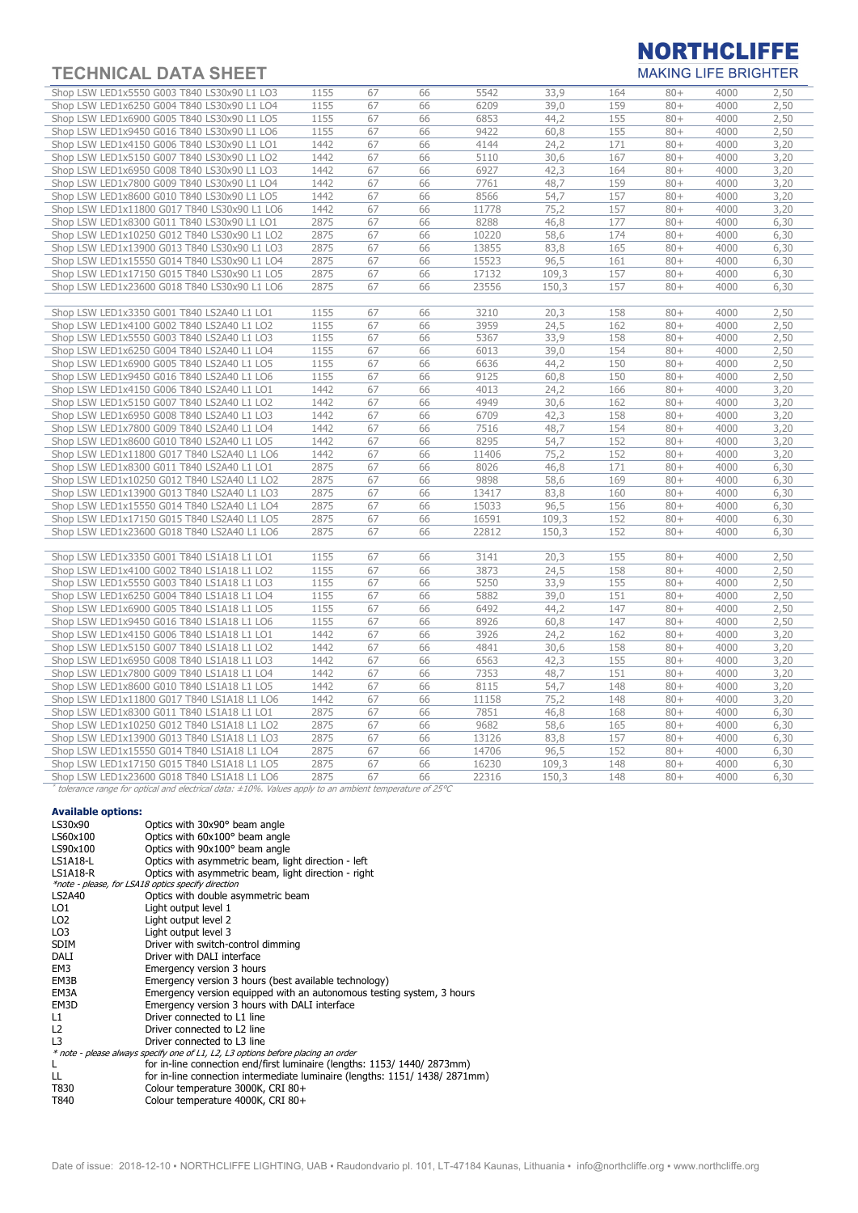## TECHNICAL DATA SHEET

| | | | | | | | | | |
|---|---|---|---|---|---|---|---|---|---|
| Shop LSW LED1x5550 G003 T840 LS30x90 L1 LO3 | 1155 | 67 | 66 | 5542 | 33,9 | 164 | 80+ | 4000 | 2,50 |
| Shop LSW LED1x6250 G004 T840 LS30x90 L1 LO4 | 1155 | 67 | 66 | 6209 | 39,0 | 159 | 80+ | 4000 | 2,50 |
| Shop LSW LED1x6900 G005 T840 LS30x90 L1 LO5 | 1155 | 67 | 66 | 6853 | 44,2 | 155 | 80+ | 4000 | 2,50 |
| Shop LSW LED1x9450 G016 T840 LS30x90 L1 LO6 | 1155 | 67 | 66 | 9422 | 60,8 | 155 | 80+ | 4000 | 2,50 |
| Shop LSW LED1x4150 G006 T840 LS30x90 L1 LO1 | 1442 | 67 | 66 | 4144 | 24,2 | 171 | 80+ | 4000 | 3,20 |
| Shop LSW LED1x5150 G007 T840 LS30x90 L1 LO2 | 1442 | 67 | 66 | 5110 | 30,6 | 167 | 80+ | 4000 | 3,20 |
| Shop LSW LED1x6950 G008 T840 LS30x90 L1 LO3 | 1442 | 67 | 66 | 6927 | 42,3 | 164 | 80+ | 4000 | 3,20 |
| Shop LSW LED1x7800 G009 T840 LS30x90 L1 LO4 | 1442 | 67 | 66 | 7761 | 48,7 | 159 | 80+ | 4000 | 3,20 |
| Shop LSW LED1x8600 G010 T840 LS30x90 L1 LO5 | 1442 | 67 | 66 | 8566 | 54,7 | 157 | 80+ | 4000 | 3,20 |
| Shop LSW LED1x11800 G017 T840 LS30x90 L1 LO6 | 1442 | 67 | 66 | 11778 | 75,2 | 157 | 80+ | 4000 | 3,20 |
| Shop LSW LED1x8300 G011 T840 LS30x90 L1 LO1 | 2875 | 67 | 66 | 8288 | 46,8 | 177 | 80+ | 4000 | 6,30 |
| Shop LSW LED1x10250 G012 T840 LS30x90 L1 LO2 | 2875 | 67 | 66 | 10220 | 58,6 | 174 | 80+ | 4000 | 6,30 |
| Shop LSW LED1x13900 G013 T840 LS30x90 L1 LO3 | 2875 | 67 | 66 | 13855 | 83,8 | 165 | 80+ | 4000 | 6,30 |
| Shop LSW LED1x15550 G014 T840 LS30x90 L1 LO4 | 2875 | 67 | 66 | 15523 | 96,5 | 161 | 80+ | 4000 | 6,30 |
| Shop LSW LED1x17150 G015 T840 LS30x90 L1 LO5 | 2875 | 67 | 66 | 17132 | 109,3 | 157 | 80+ | 4000 | 6,30 |
| Shop LSW LED1x23600 G018 T840 LS30x90 L1 LO6 | 2875 | 67 | 66 | 23556 | 150,3 | 157 | 80+ | 4000 | 6,30 |
| | | | | | | | | | |
| Shop LSW LED1x3350 G001 T840 LS2A40 L1 LO1 | 1155 | 67 | 66 | 3210 | 20,3 | 158 | 80+ | 4000 | 2,50 |
| Shop LSW LED1x4100 G002 T840 LS2A40 L1 LO2 | 1155 | 67 | 66 | 3959 | 24,5 | 162 | 80+ | 4000 | 2,50 |
| Shop LSW LED1x5550 G003 T840 LS2A40 L1 LO3 | 1155 | 67 | 66 | 5367 | 33,9 | 158 | 80+ | 4000 | 2,50 |
| Shop LSW LED1x6250 G004 T840 LS2A40 L1 LO4 | 1155 | 67 | 66 | 6013 | 39,0 | 154 | 80+ | 4000 | 2,50 |
| Shop LSW LED1x6900 G005 T840 LS2A40 L1 LO5 | 1155 | 67 | 66 | 6636 | 44,2 | 150 | 80+ | 4000 | 2,50 |
| Shop LSW LED1x9450 G016 T840 LS2A40 L1 LO6 | 1155 | 67 | 66 | 9125 | 60,8 | 150 | 80+ | 4000 | 2,50 |
| Shop LSW LED1x4150 G006 T840 LS2A40 L1 LO1 | 1442 | 67 | 66 | 4013 | 24,2 | 166 | 80+ | 4000 | 3,20 |
| Shop LSW LED1x5150 G007 T840 LS2A40 L1 LO2 | 1442 | 67 | 66 | 4949 | 30,6 | 162 | 80+ | 4000 | 3,20 |
| Shop LSW LED1x6950 G008 T840 LS2A40 L1 LO3 | 1442 | 67 | 66 | 6709 | 42,3 | 158 | 80+ | 4000 | 3,20 |
| Shop LSW LED1x7800 G009 T840 LS2A40 L1 LO4 | 1442 | 67 | 66 | 7516 | 48,7 | 154 | 80+ | 4000 | 3,20 |
| Shop LSW LED1x8600 G010 T840 LS2A40 L1 LO5 | 1442 | 67 | 66 | 8295 | 54,7 | 152 | 80+ | 4000 | 3,20 |
| Shop LSW LED1x11800 G017 T840 LS2A40 L1 LO6 | 1442 | 67 | 66 | 11406 | 75,2 | 152 | 80+ | 4000 | 3,20 |
| Shop LSW LED1x8300 G011 T840 LS2A40 L1 LO1 | 2875 | 67 | 66 | 8026 | 46,8 | 171 | 80+ | 4000 | 6,30 |
| Shop LSW LED1x10250 G012 T840 LS2A40 L1 LO2 | 2875 | 67 | 66 | 9898 | 58,6 | 169 | 80+ | 4000 | 6,30 |
| Shop LSW LED1x13900 G013 T840 LS2A40 L1 LO3 | 2875 | 67 | 66 | 13417 | 83,8 | 160 | 80+ | 4000 | 6,30 |
| Shop LSW LED1x15550 G014 T840 LS2A40 L1 LO4 | 2875 | 67 | 66 | 15033 | 96,5 | 156 | 80+ | 4000 | 6,30 |
| Shop LSW LED1x17150 G015 T840 LS2A40 L1 LO5 | 2875 | 67 | 66 | 16591 | 109,3 | 152 | 80+ | 4000 | 6,30 |
| Shop LSW LED1x23600 G018 T840 LS2A40 L1 LO6 | 2875 | 67 | 66 | 22812 | 150,3 | 152 | 80+ | 4000 | 6,30 |
| | | | | | | | | | |
| Shop LSW LED1x3350 G001 T840 LS1A18 L1 LO1 | 1155 | 67 | 66 | 3141 | 20,3 | 155 | 80+ | 4000 | 2,50 |
| Shop LSW LED1x4100 G002 T840 LS1A18 L1 LO2 | 1155 | 67 | 66 | 3873 | 24,5 | 158 | 80+ | 4000 | 2,50 |
| Shop LSW LED1x5550 G003 T840 LS1A18 L1 LO3 | 1155 | 67 | 66 | 5250 | 33,9 | 155 | 80+ | 4000 | 2,50 |
| Shop LSW LED1x6250 G004 T840 LS1A18 L1 LO4 | 1155 | 67 | 66 | 5882 | 39,0 | 151 | 80+ | 4000 | 2,50 |
| Shop LSW LED1x6900 G005 T840 LS1A18 L1 LO5 | 1155 | 67 | 66 | 6492 | 44,2 | 147 | 80+ | 4000 | 2,50 |
| Shop LSW LED1x9450 G016 T840 LS1A18 L1 LO6 | 1155 | 67 | 66 | 8926 | 60,8 | 147 | 80+ | 4000 | 2,50 |
| Shop LSW LED1x4150 G006 T840 LS1A18 L1 LO1 | 1442 | 67 | 66 | 3926 | 24,2 | 162 | 80+ | 4000 | 3,20 |
| Shop LSW LED1x5150 G007 T840 LS1A18 L1 LO2 | 1442 | 67 | 66 | 4841 | 30,6 | 158 | 80+ | 4000 | 3,20 |
| Shop LSW LED1x6950 G008 T840 LS1A18 L1 LO3 | 1442 | 67 | 66 | 6563 | 42,3 | 155 | 80+ | 4000 | 3,20 |
| Shop LSW LED1x7800 G009 T840 LS1A18 L1 LO4 | 1442 | 67 | 66 | 7353 | 48,7 | 151 | 80+ | 4000 | 3,20 |
| Shop LSW LED1x8600 G010 T840 LS1A18 L1 LO5 | 1442 | 67 | 66 | 8115 | 54,7 | 148 | 80+ | 4000 | 3,20 |
| Shop LSW LED1x11800 G017 T840 LS1A18 L1 LO6 | 1442 | 67 | 66 | 11158 | 75,2 | 148 | 80+ | 4000 | 3,20 |
| Shop LSW LED1x8300 G011 T840 LS1A18 L1 LO1 | 2875 | 67 | 66 | 7851 | 46,8 | 168 | 80+ | 4000 | 6,30 |
| Shop LSW LED1x10250 G012 T840 LS1A18 L1 LO2 | 2875 | 67 | 66 | 9682 | 58,6 | 165 | 80+ | 4000 | 6,30 |
| Shop LSW LED1x13900 G013 T840 LS1A18 L1 LO3 | 2875 | 67 | 66 | 13126 | 83,8 | 157 | 80+ | 4000 | 6,30 |
| Shop LSW LED1x15550 G014 T840 LS1A18 L1 LO4 | 2875 | 67 | 66 | 14706 | 96,5 | 152 | 80+ | 4000 | 6,30 |
| Shop LSW LED1x17150 G015 T840 LS1A18 L1 LO5 | 2875 | 67 | 66 | 16230 | 109,3 | 148 | 80+ | 4000 | 6,30 |
| Shop LSW LED1x23600 G018 T840 LS1A18 L1 LO6 | 2875 | 67 | 66 | 22316 | 150,3 | 148 | 80+ | 4000 | 6,30 |

*\* tolerance range for optical and electrical data: ±10%. Values apply to an ambient temperature of 25°C*

**Available options:**

| | |
|---|---|
| LS30x90 | Optics with 30x90° beam angle |
| LS60x100 | Optics with 60x100° beam angle |
| LS90x100 | Optics with 90x100° beam angle |
| LS1A18-L | Optics with asymmetric beam, light direction - left |
| LS1A18-R | Optics with asymmetric beam, light direction - right |
| *\*note - please, for LSA18 optics specify direction* | |
| LS2A40 | Optics with double asymmetric beam |
| LO1 | Light output level 1 |
| LO2 | Light output level 2 |
| LO3 | Light output level 3 |
| SDIM | Driver with switch-control dimming |
| DALI | Driver with DALI interface |
| EM3 | Emergency version 3 hours |
| EM3B | Emergency version 3 hours (best available technology) |
| EM3A | Emergency version equipped with an autonomous testing system, 3 hours |
| EM3D | Emergency version 3 hours with DALI interface |
| L1 | Driver connected to L1 line |
| L2 | Driver connected to L2 line |
| L3 | Driver connected to L3 line |
| *\* note - please always specify one of L1, L2, L3 options before placing an order* | |
| L | for in-line connection end/first luminaire (lengths: 1153/ 1440/ 2873mm) |
| LL | for in-line connection intermediate luminaire (lengths: 1151/ 1438/ 2871mm) |
| T830 | Colour temperature 3000K, CRI 80+ |
| T840 | Colour temperature 4000K, CRI 80+ |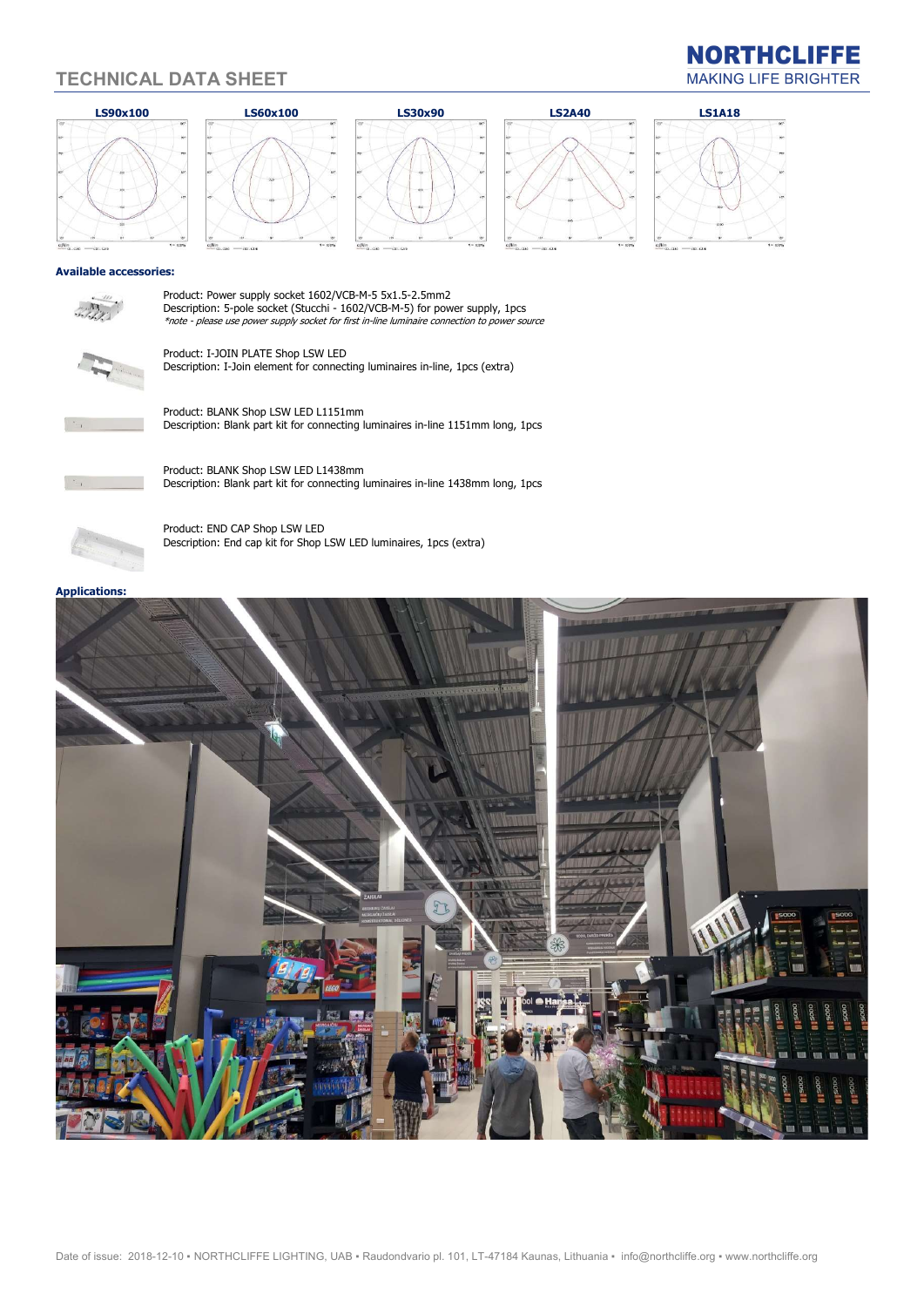## TECHNICAL DATA SHEET

**NORTHCLIFFE**
MAKING LIFE BRIGHTER

**LS90x100** **LS60x100** **LS30x90** **LS2A40** **LS1A18**

### Available accessories:

Product: Power supply socket 1602/VCB-M-5 5x1.5-2.5mm2
Description: 5-pole socket (Stucchi - 1602/VCB-M-5) for power supply, 1pcs
*\*note - please use power supply socket for first in-line luminaire connection to power source*

Product: I-JOIN PLATE Shop LSW LED
Description: I-Join element for connecting luminaires in-line, 1pcs (extra)

Product: BLANK Shop LSW LED L1151mm
Description: Blank part kit for connecting luminaires in-line 1151mm long, 1pcs

Product: BLANK Shop LSW LED L1438mm
Description: Blank part kit for connecting luminaires in-line 1438mm long, 1pcs

Product: END CAP Shop LSW LED
Description: End cap kit for Shop LSW LED luminaires, 1pcs (extra)

### Applications:

Date of issue: 2018-12-10 • NORTHCLIFFE LIGHTING, UAB • Raudondvario pl. 101, LT-47184 Kaunas, Lithuania • info@northcliffe.org • www.northcliffe.org